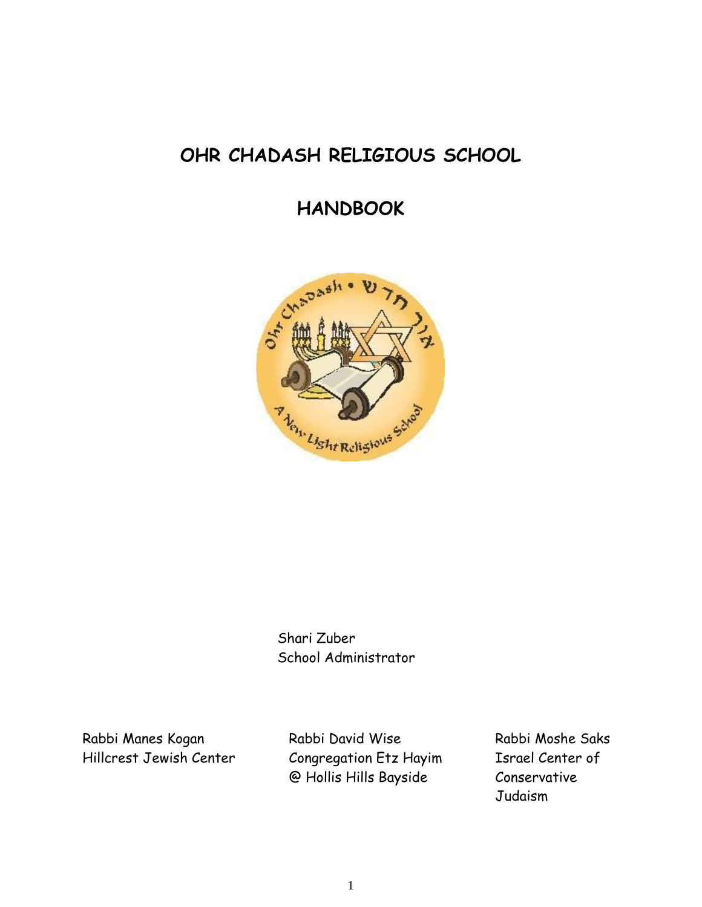# OHR CHADASH RELIGIOUS SCHOOL

# HANDBOOK

Shari Zuber
School Administrator

Rabbi Manes Kogan
Hillcrest Jewish Center

Rabbi David Wise
Congregation Etz Hayim
@ Hollis Hills Bayside

Rabbi Moshe Saks
Israel Center of Conservative Judaism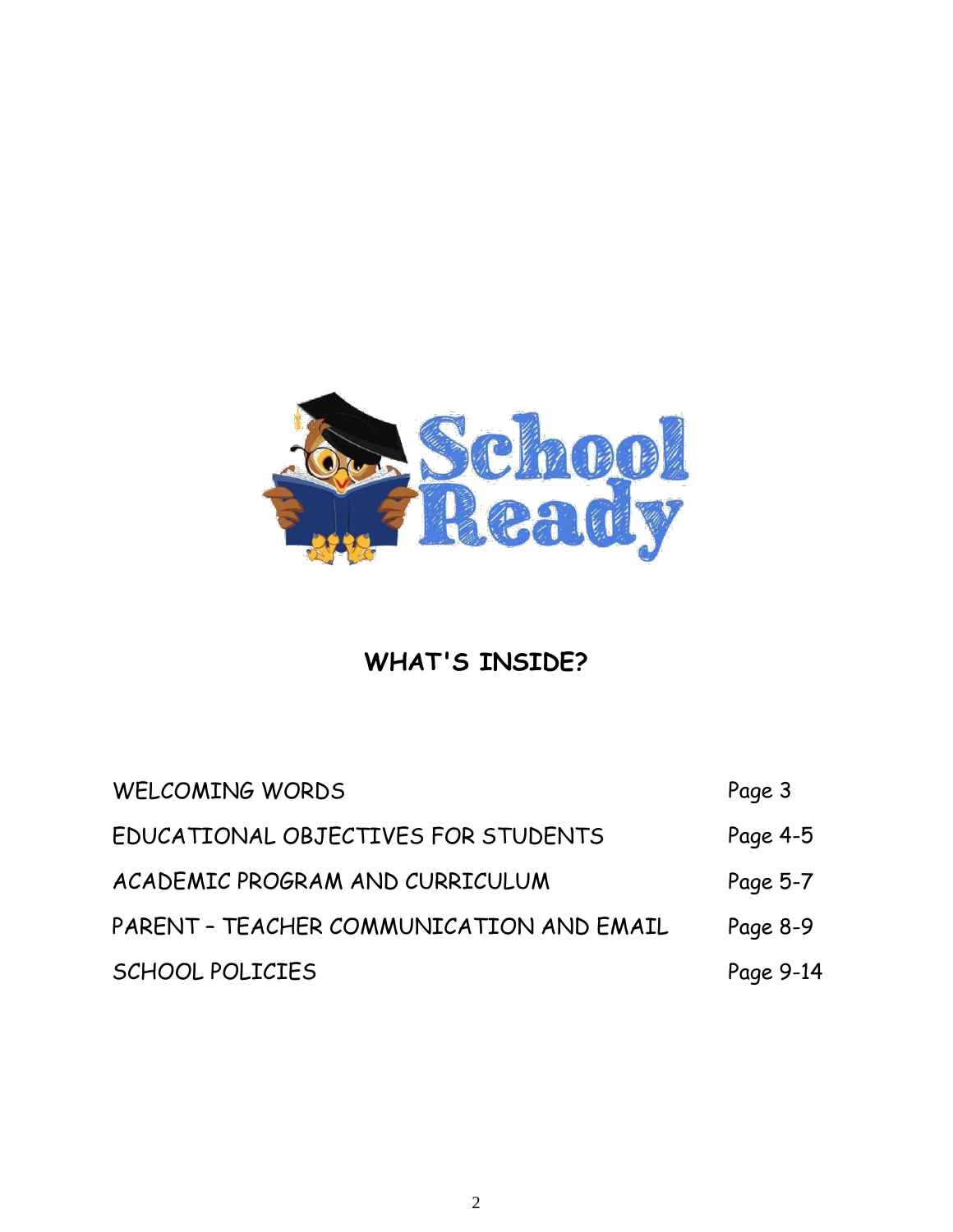School Ready

## WHAT'S INSIDE?

| | |
|---|---|
| WELCOMING WORDS | Page 3 |
| EDUCATIONAL OBJECTIVES FOR STUDENTS | Page 4-5 |
| ACADEMIC PROGRAM AND CURRICULUM | Page 5-7 |
| PARENT – TEACHER COMMUNICATION AND EMAIL | Page 8-9 |
| SCHOOL POLICIES | Page 9-14 |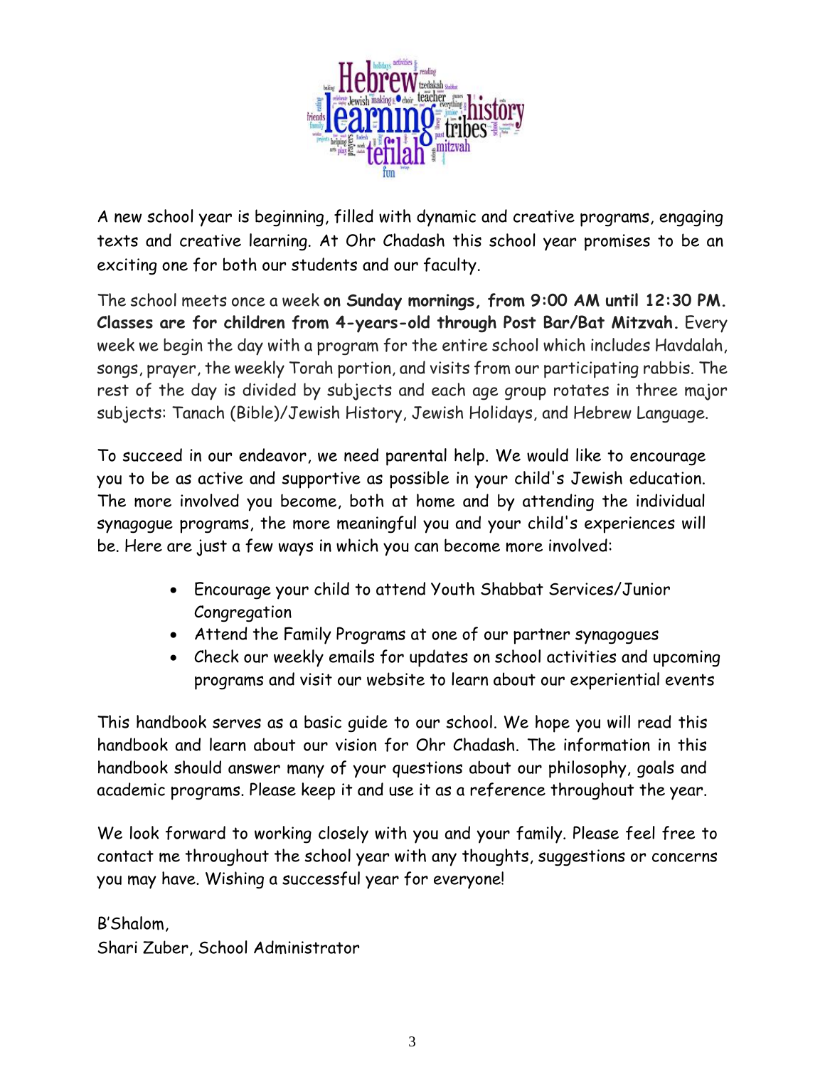A new school year is beginning, filled with dynamic and creative programs, engaging texts and creative learning. At Ohr Chadash this school year promises to be an exciting one for both our students and our faculty.

The school meets once a week **on Sunday mornings, from 9:00 AM until 12:30 PM. Classes are for children from 4-years-old through Post Bar/Bat Mitzvah.** Every week we begin the day with a program for the entire school which includes Havdalah, songs, prayer, the weekly Torah portion, and visits from our participating rabbis. The rest of the day is divided by subjects and each age group rotates in three major subjects: Tanach (Bible)/Jewish History, Jewish Holidays, and Hebrew Language.

To succeed in our endeavor, we need parental help. We would like to encourage you to be as active and supportive as possible in your child's Jewish education. The more involved you become, both at home and by attending the individual synagogue programs, the more meaningful you and your child's experiences will be. Here are just a few ways in which you can become more involved:

- Encourage your child to attend Youth Shabbat Services/Junior Congregation
- Attend the Family Programs at one of our partner synagogues
- Check our weekly emails for updates on school activities and upcoming programs and visit our website to learn about our experiential events

This handbook serves as a basic guide to our school. We hope you will read this handbook and learn about our vision for Ohr Chadash. The information in this handbook should answer many of your questions about our philosophy, goals and academic programs. Please keep it and use it as a reference throughout the year.

We look forward to working closely with you and your family. Please feel free to contact me throughout the school year with any thoughts, suggestions or concerns you may have. Wishing a successful year for everyone!

B'Shalom,
Shari Zuber, School Administrator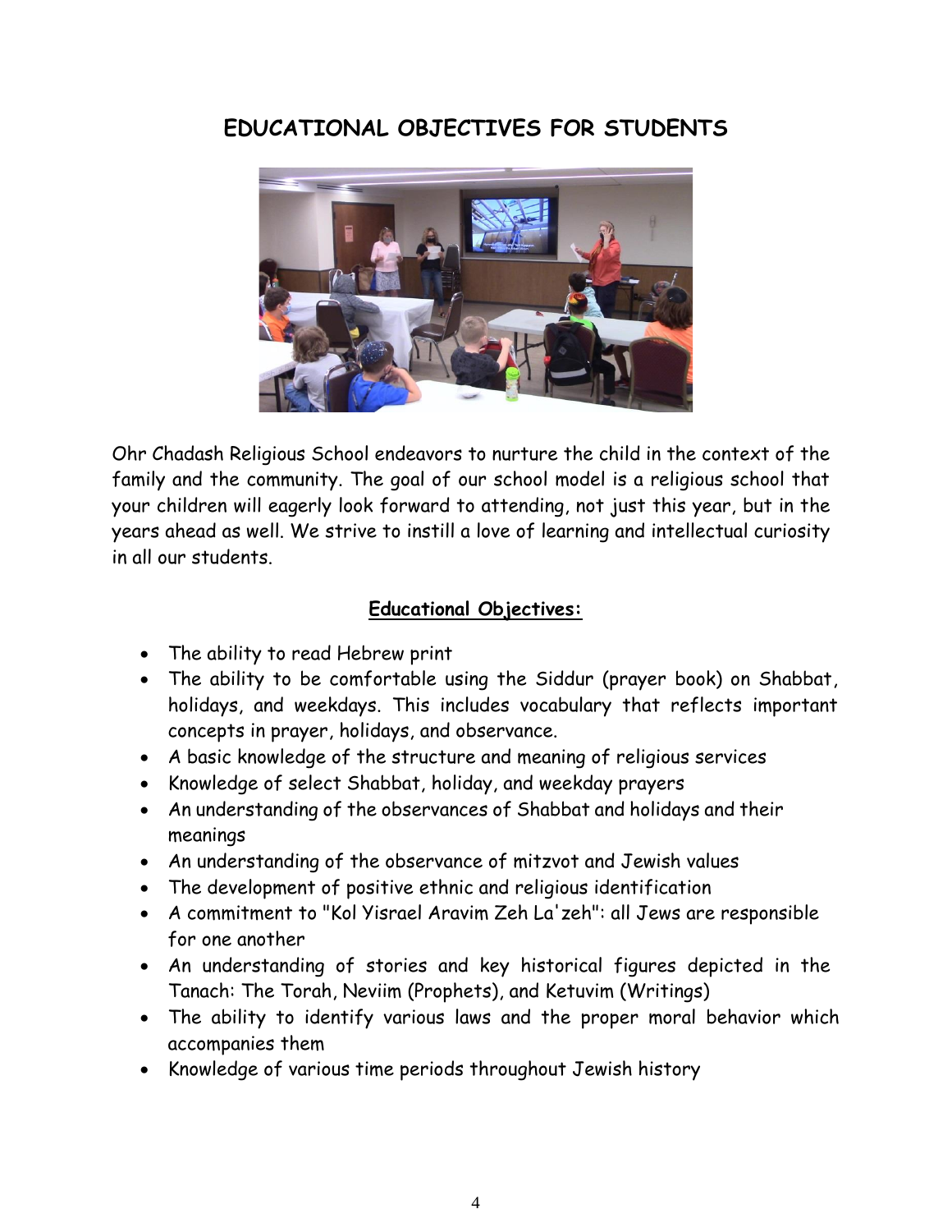# EDUCATIONAL OBJECTIVES FOR STUDENTS

Ohr Chadash Religious School endeavors to nurture the child in the context of the family and the community. The goal of our school model is a religious school that your children will eagerly look forward to attending, not just this year, but in the years ahead as well. We strive to instill a love of learning and intellectual curiosity in all our students.

**Educational Objectives:**

- The ability to read Hebrew print
- The ability to be comfortable using the Siddur (prayer book) on Shabbat, holidays, and weekdays. This includes vocabulary that reflects important concepts in prayer, holidays, and observance.
- A basic knowledge of the structure and meaning of religious services
- Knowledge of select Shabbat, holiday, and weekday prayers
- An understanding of the observances of Shabbat and holidays and their meanings
- An understanding of the observance of mitzvot and Jewish values
- The development of positive ethnic and religious identification
- A commitment to "Kol Yisrael Aravim Zeh La'zeh": all Jews are responsible for one another
- An understanding of stories and key historical figures depicted in the Tanach: The Torah, Neviim (Prophets), and Ketuvim (Writings)
- The ability to identify various laws and the proper moral behavior which accompanies them
- Knowledge of various time periods throughout Jewish history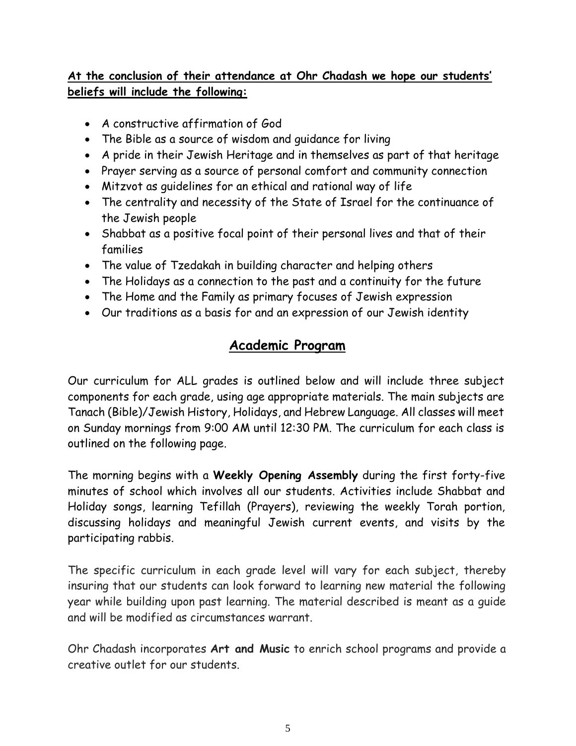**At the conclusion of their attendance at Ohr Chadash we hope our students' beliefs will include the following:**

- A constructive affirmation of God
- The Bible as a source of wisdom and guidance for living
- A pride in their Jewish Heritage and in themselves as part of that heritage
- Prayer serving as a source of personal comfort and community connection
- Mitzvot as guidelines for an ethical and rational way of life
- The centrality and necessity of the State of Israel for the continuance of the Jewish people
- Shabbat as a positive focal point of their personal lives and that of their families
- The value of Tzedakah in building character and helping others
- The Holidays as a connection to the past and a continuity for the future
- The Home and the Family as primary focuses of Jewish expression
- Our traditions as a basis for and an expression of our Jewish identity

## Academic Program

Our curriculum for ALL grades is outlined below and will include three subject components for each grade, using age appropriate materials. The main subjects are Tanach (Bible)/Jewish History, Holidays, and Hebrew Language. All classes will meet on Sunday mornings from 9:00 AM until 12:30 PM. The curriculum for each class is outlined on the following page.

The morning begins with a **Weekly Opening Assembly** during the first forty-five minutes of school which involves all our students. Activities include Shabbat and Holiday songs, learning Tefillah (Prayers), reviewing the weekly Torah portion, discussing holidays and meaningful Jewish current events, and visits by the participating rabbis.

The specific curriculum in each grade level will vary for each subject, thereby insuring that our students can look forward to learning new material the following year while building upon past learning. The material described is meant as a guide and will be modified as circumstances warrant.

Ohr Chadash incorporates **Art and Music** to enrich school programs and provide a creative outlet for our students.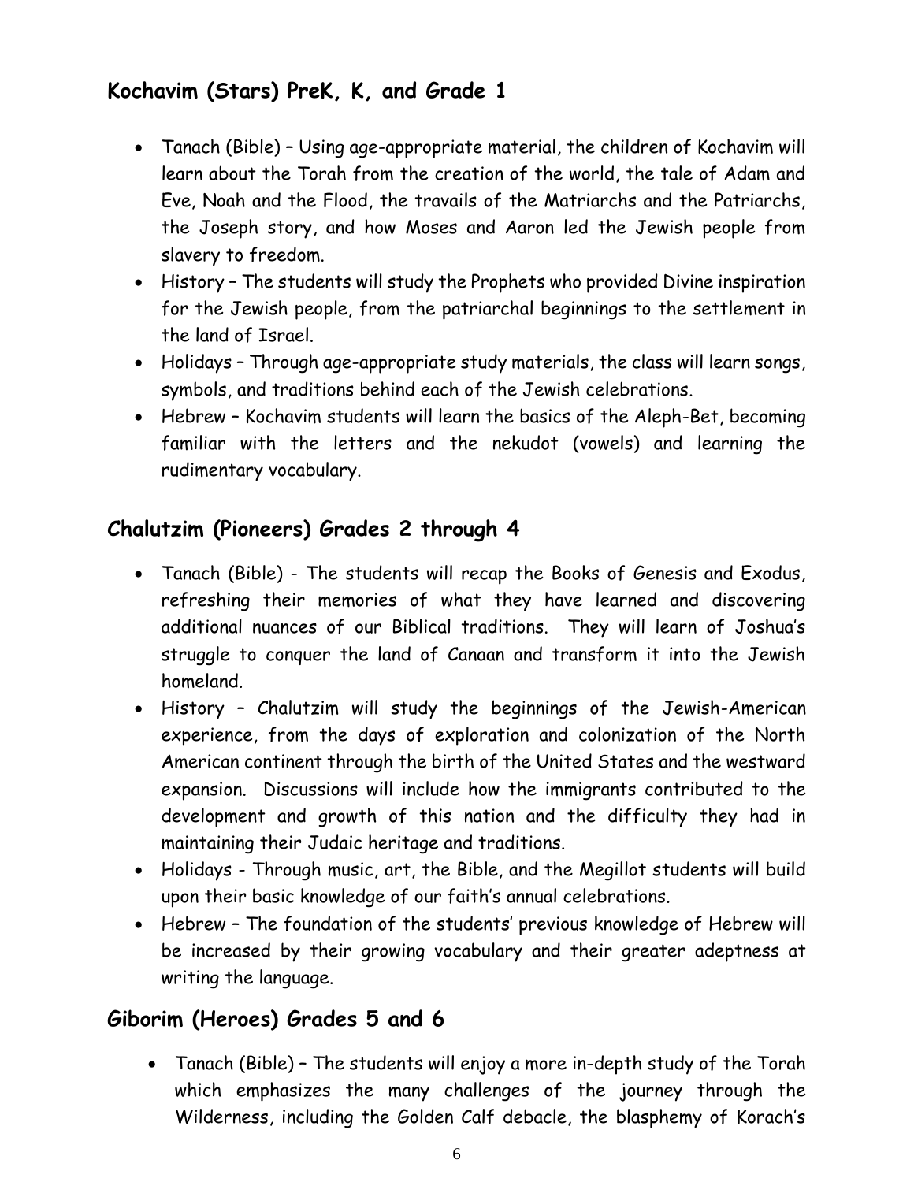## Kochavim (Stars) PreK, K, and Grade 1

- Tanach (Bible) – Using age-appropriate material, the children of Kochavim will learn about the Torah from the creation of the world, the tale of Adam and Eve, Noah and the Flood, the travails of the Matriarchs and the Patriarchs, the Joseph story, and how Moses and Aaron led the Jewish people from slavery to freedom.
- History – The students will study the Prophets who provided Divine inspiration for the Jewish people, from the patriarchal beginnings to the settlement in the land of Israel.
- Holidays – Through age-appropriate study materials, the class will learn songs, symbols, and traditions behind each of the Jewish celebrations.
- Hebrew – Kochavim students will learn the basics of the Aleph-Bet, becoming familiar with the letters and the nekudot (vowels) and learning the rudimentary vocabulary.

## Chalutzim (Pioneers) Grades 2 through 4

- Tanach (Bible) - The students will recap the Books of Genesis and Exodus, refreshing their memories of what they have learned and discovering additional nuances of our Biblical traditions. They will learn of Joshua's struggle to conquer the land of Canaan and transform it into the Jewish homeland.
- History – Chalutzim will study the beginnings of the Jewish-American experience, from the days of exploration and colonization of the North American continent through the birth of the United States and the westward expansion. Discussions will include how the immigrants contributed to the development and growth of this nation and the difficulty they had in maintaining their Judaic heritage and traditions.
- Holidays - Through music, art, the Bible, and the Megillot students will build upon their basic knowledge of our faith's annual celebrations.
- Hebrew – The foundation of the students' previous knowledge of Hebrew will be increased by their growing vocabulary and their greater adeptness at writing the language.

## Giborim (Heroes) Grades 5 and 6

- Tanach (Bible) – The students will enjoy a more in-depth study of the Torah which emphasizes the many challenges of the journey through the Wilderness, including the Golden Calf debacle, the blasphemy of Korach's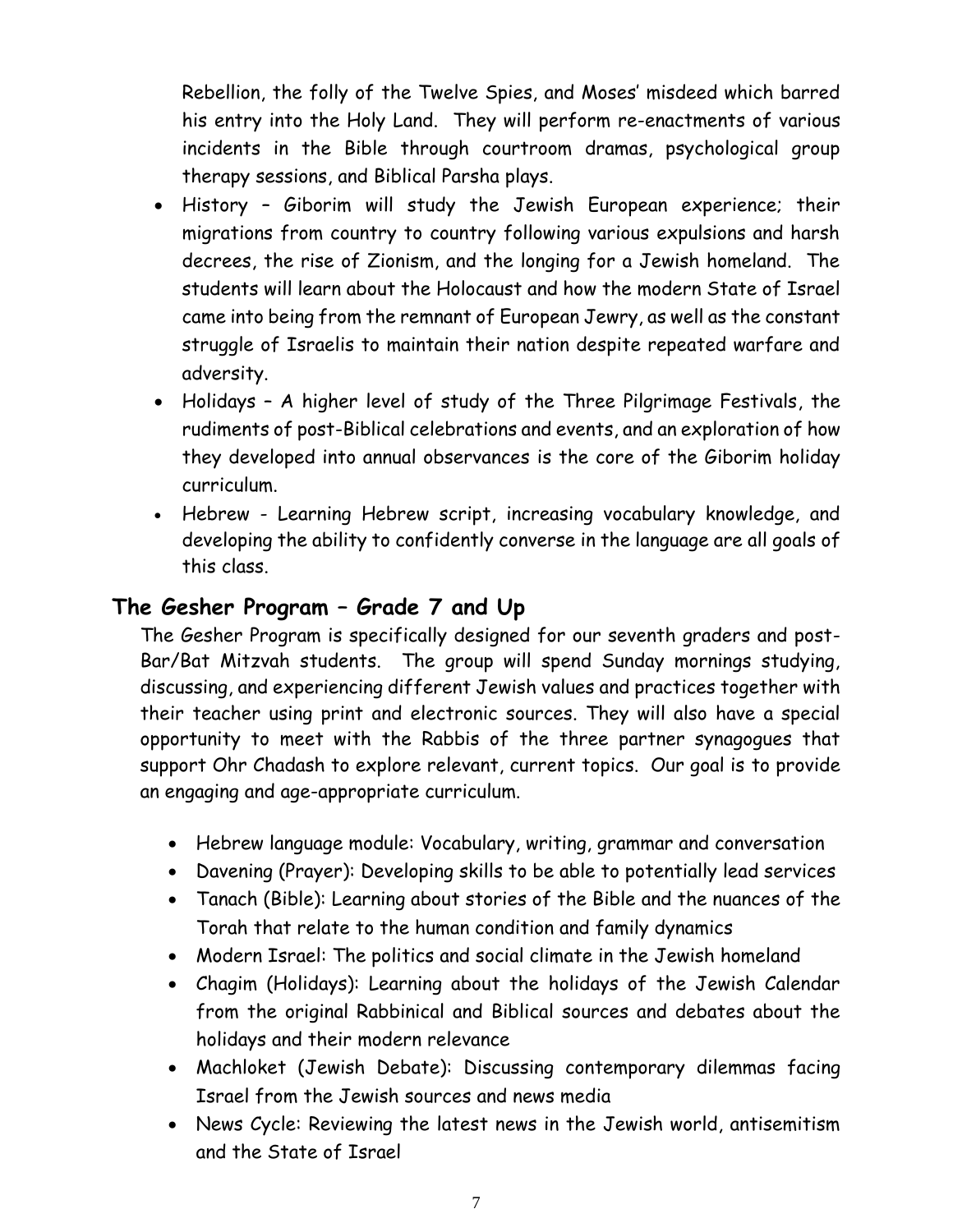Rebellion, the folly of the Twelve Spies, and Moses' misdeed which barred his entry into the Holy Land. They will perform re-enactments of various incidents in the Bible through courtroom dramas, psychological group therapy sessions, and Biblical Parsha plays.

- History – Giborim will study the Jewish European experience; their migrations from country to country following various expulsions and harsh decrees, the rise of Zionism, and the longing for a Jewish homeland. The students will learn about the Holocaust and how the modern State of Israel came into being from the remnant of European Jewry, as well as the constant struggle of Israelis to maintain their nation despite repeated warfare and adversity.
- Holidays – A higher level of study of the Three Pilgrimage Festivals, the rudiments of post-Biblical celebrations and events, and an exploration of how they developed into annual observances is the core of the Giborim holiday curriculum.
- Hebrew - Learning Hebrew script, increasing vocabulary knowledge, and developing the ability to confidently converse in the language are all goals of this class.

## The Gesher Program – Grade 7 and Up

The Gesher Program is specifically designed for our seventh graders and post-Bar/Bat Mitzvah students. The group will spend Sunday mornings studying, discussing, and experiencing different Jewish values and practices together with their teacher using print and electronic sources. They will also have a special opportunity to meet with the Rabbis of the three partner synagogues that support Ohr Chadash to explore relevant, current topics. Our goal is to provide an engaging and age-appropriate curriculum.

- Hebrew language module: Vocabulary, writing, grammar and conversation
- Davening (Prayer): Developing skills to be able to potentially lead services
- Tanach (Bible): Learning about stories of the Bible and the nuances of the Torah that relate to the human condition and family dynamics
- Modern Israel: The politics and social climate in the Jewish homeland
- Chagim (Holidays): Learning about the holidays of the Jewish Calendar from the original Rabbinical and Biblical sources and debates about the holidays and their modern relevance
- Machloket (Jewish Debate): Discussing contemporary dilemmas facing Israel from the Jewish sources and news media
- News Cycle: Reviewing the latest news in the Jewish world, antisemitism and the State of Israel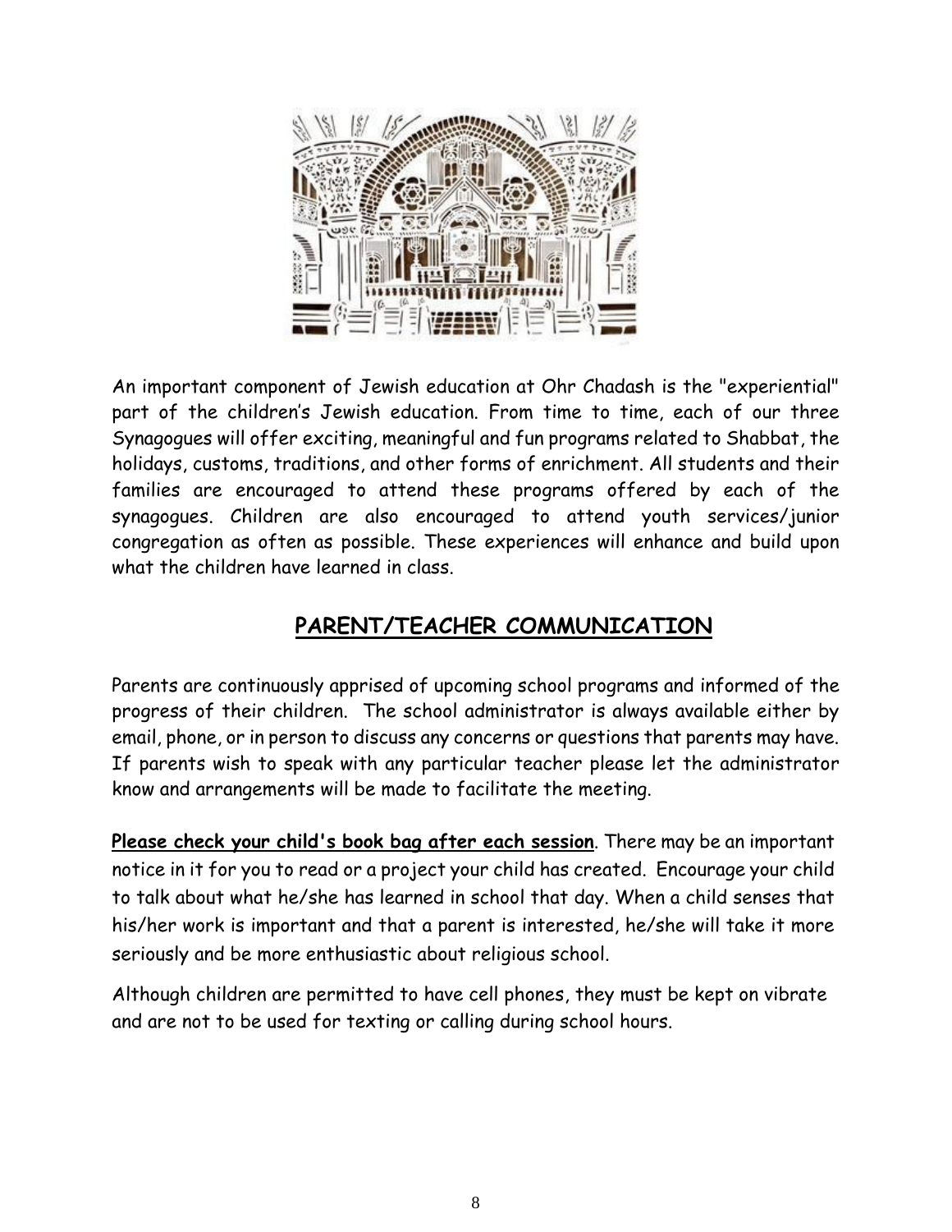An important component of Jewish education at Ohr Chadash is the "experiential" part of the children's Jewish education. From time to time, each of our three Synagogues will offer exciting, meaningful and fun programs related to Shabbat, the holidays, customs, traditions, and other forms of enrichment. All students and their families are encouraged to attend these programs offered by each of the synagogues. Children are also encouraged to attend youth services/junior congregation as often as possible. These experiences will enhance and build upon what the children have learned in class.

## PARENT/TEACHER COMMUNICATION

Parents are continuously apprised of upcoming school programs and informed of the progress of their children. The school administrator is always available either by email, phone, or in person to discuss any concerns or questions that parents may have. If parents wish to speak with any particular teacher please let the administrator know and arrangements will be made to facilitate the meeting.

**Please check your child's book bag after each session**. There may be an important notice in it for you to read or a project your child has created. Encourage your child to talk about what he/she has learned in school that day. When a child senses that his/her work is important and that a parent is interested, he/she will take it more seriously and be more enthusiastic about religious school.

Although children are permitted to have cell phones, they must be kept on vibrate and are not to be used for texting or calling during school hours.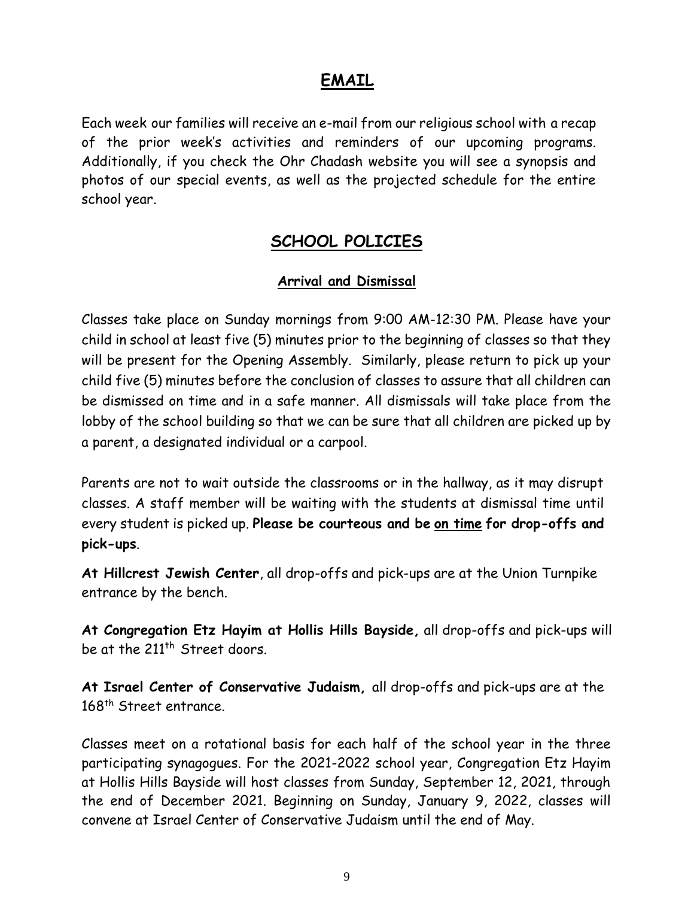## EMAIL

Each week our families will receive an e-mail from our religious school with a recap of the prior week's activities and reminders of our upcoming programs. Additionally, if you check the Ohr Chadash website you will see a synopsis and photos of our special events, as well as the projected schedule for the entire school year.

## SCHOOL POLICIES

### Arrival and Dismissal

Classes take place on Sunday mornings from 9:00 AM-12:30 PM. Please have your child in school at least five (5) minutes prior to the beginning of classes so that they will be present for the Opening Assembly. Similarly, please return to pick up your child five (5) minutes before the conclusion of classes to assure that all children can be dismissed on time and in a safe manner. All dismissals will take place from the lobby of the school building so that we can be sure that all children are picked up by a parent, a designated individual or a carpool.

Parents are not to wait outside the classrooms or in the hallway, as it may disrupt classes. A staff member will be waiting with the students at dismissal time until every student is picked up. **Please be courteous and be <u>on time</u> for drop-offs and pick-ups**.

**At Hillcrest Jewish Center**, all drop-offs and pick-ups are at the Union Turnpike entrance by the bench.

**At Congregation Etz Hayim at Hollis Hills Bayside,** all drop-offs and pick-ups will be at the 211th Street doors.

**At Israel Center of Conservative Judaism,** all drop-offs and pick-ups are at the 168th Street entrance.

Classes meet on a rotational basis for each half of the school year in the three participating synagogues. For the 2021-2022 school year, Congregation Etz Hayim at Hollis Hills Bayside will host classes from Sunday, September 12, 2021, through the end of December 2021. Beginning on Sunday, January 9, 2022, classes will convene at Israel Center of Conservative Judaism until the end of May.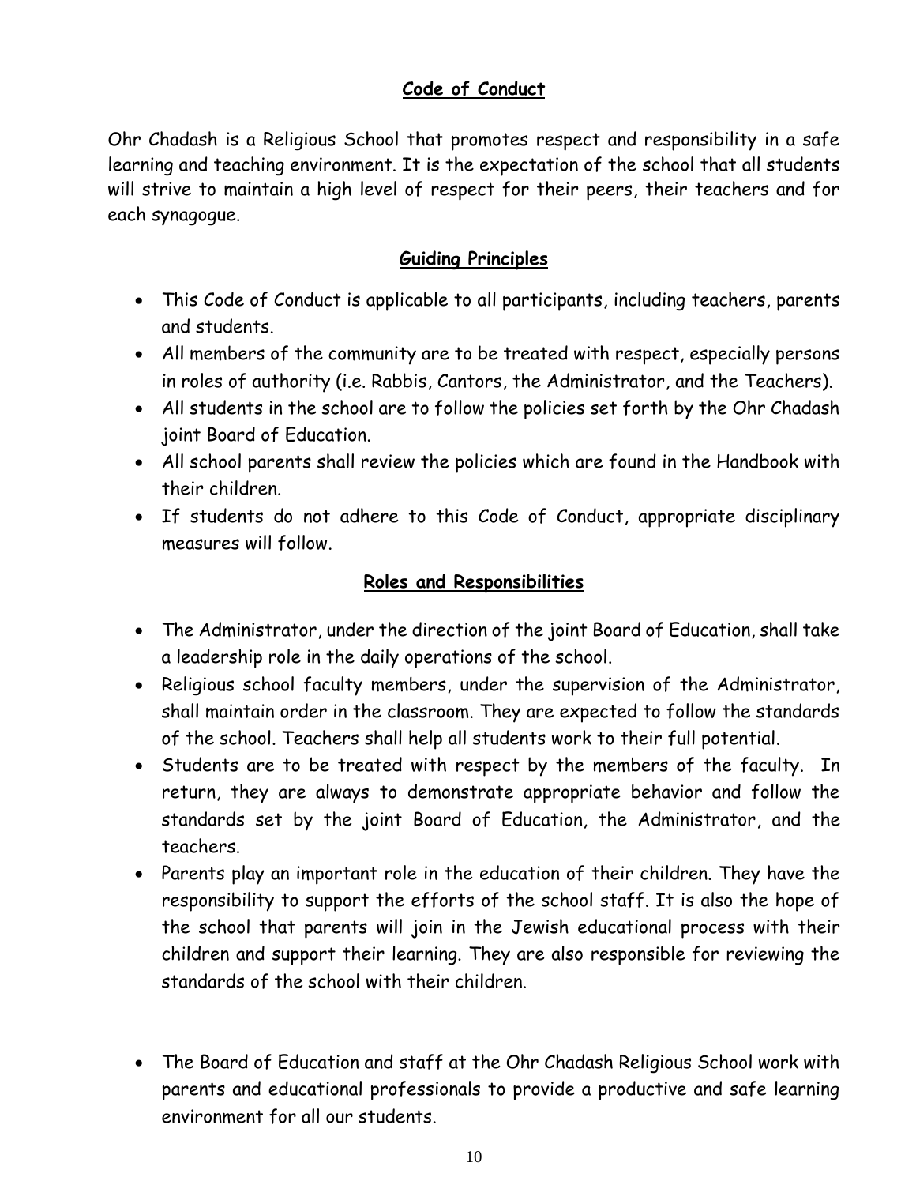## Code of Conduct

Ohr Chadash is a Religious School that promotes respect and responsibility in a safe learning and teaching environment. It is the expectation of the school that all students will strive to maintain a high level of respect for their peers, their teachers and for each synagogue.

## Guiding Principles

- This Code of Conduct is applicable to all participants, including teachers, parents and students.
- All members of the community are to be treated with respect, especially persons in roles of authority (i.e. Rabbis, Cantors, the Administrator, and the Teachers).
- All students in the school are to follow the policies set forth by the Ohr Chadash joint Board of Education.
- All school parents shall review the policies which are found in the Handbook with their children.
- If students do not adhere to this Code of Conduct, appropriate disciplinary measures will follow.

## Roles and Responsibilities

- The Administrator, under the direction of the joint Board of Education, shall take a leadership role in the daily operations of the school.
- Religious school faculty members, under the supervision of the Administrator, shall maintain order in the classroom. They are expected to follow the standards of the school. Teachers shall help all students work to their full potential.
- Students are to be treated with respect by the members of the faculty. In return, they are always to demonstrate appropriate behavior and follow the standards set by the joint Board of Education, the Administrator, and the teachers.
- Parents play an important role in the education of their children. They have the responsibility to support the efforts of the school staff. It is also the hope of the school that parents will join in the Jewish educational process with their children and support their learning. They are also responsible for reviewing the standards of the school with their children.

- The Board of Education and staff at the Ohr Chadash Religious School work with parents and educational professionals to provide a productive and safe learning environment for all our students.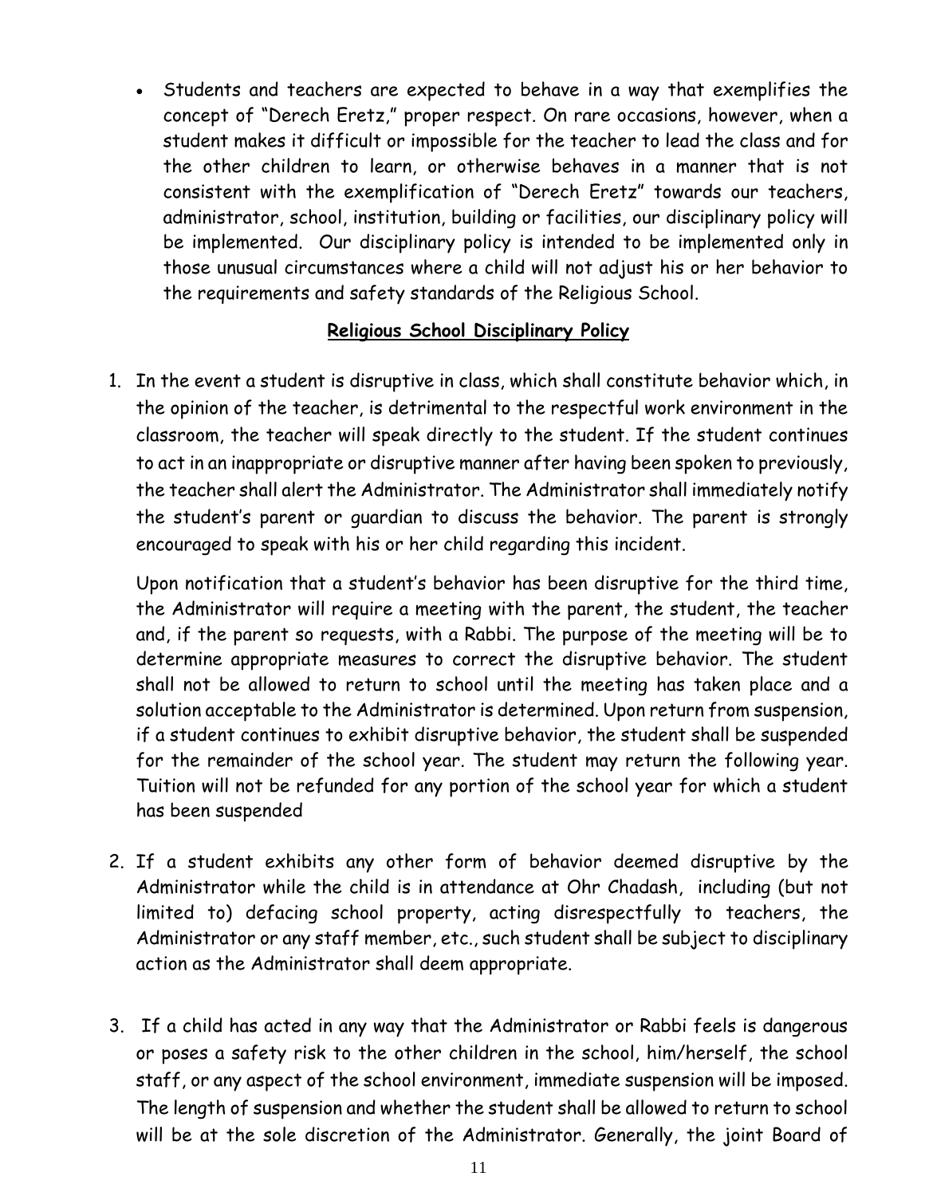- Students and teachers are expected to behave in a way that exemplifies the concept of "Derech Eretz," proper respect. On rare occasions, however, when a student makes it difficult or impossible for the teacher to lead the class and for the other children to learn, or otherwise behaves in a manner that is not consistent with the exemplification of "Derech Eretz" towards our teachers, administrator, school, institution, building or facilities, our disciplinary policy will be implemented. Our disciplinary policy is intended to be implemented only in those unusual circumstances where a child will not adjust his or her behavior to the requirements and safety standards of the Religious School.

## **Religious School Disciplinary Policy**

1. In the event a student is disruptive in class, which shall constitute behavior which, in the opinion of the teacher, is detrimental to the respectful work environment in the classroom, the teacher will speak directly to the student. If the student continues to act in an inappropriate or disruptive manner after having been spoken to previously, the teacher shall alert the Administrator. The Administrator shall immediately notify the student's parent or guardian to discuss the behavior. The parent is strongly encouraged to speak with his or her child regarding this incident.

   Upon notification that a student's behavior has been disruptive for the third time, the Administrator will require a meeting with the parent, the student, the teacher and, if the parent so requests, with a Rabbi. The purpose of the meeting will be to determine appropriate measures to correct the disruptive behavior. The student shall not be allowed to return to school until the meeting has taken place and a solution acceptable to the Administrator is determined. Upon return from suspension, if a student continues to exhibit disruptive behavior, the student shall be suspended for the remainder of the school year. The student may return the following year. Tuition will not be refunded for any portion of the school year for which a student has been suspended

2. If a student exhibits any other form of behavior deemed disruptive by the Administrator while the child is in attendance at Ohr Chadash, including (but not limited to) defacing school property, acting disrespectfully to teachers, the Administrator or any staff member, etc., such student shall be subject to disciplinary action as the Administrator shall deem appropriate.

3. If a child has acted in any way that the Administrator or Rabbi feels is dangerous or poses a safety risk to the other children in the school, him/herself, the school staff, or any aspect of the school environment, immediate suspension will be imposed. The length of suspension and whether the student shall be allowed to return to school will be at the sole discretion of the Administrator. Generally, the joint Board of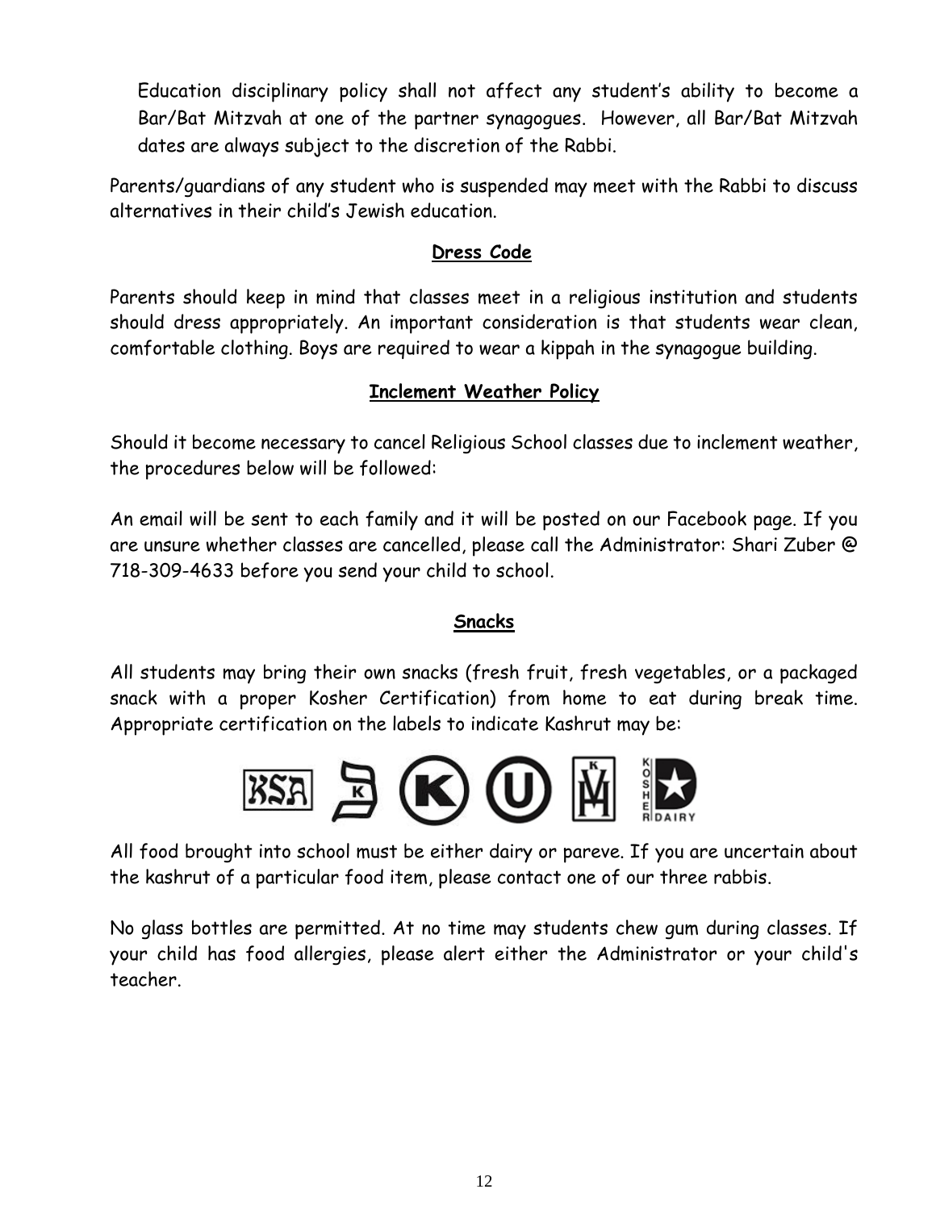Education disciplinary policy shall not affect any student's ability to become a Bar/Bat Mitzvah at one of the partner synagogues. However, all Bar/Bat Mitzvah dates are always subject to the discretion of the Rabbi.

Parents/guardians of any student who is suspended may meet with the Rabbi to discuss alternatives in their child's Jewish education.

## Dress Code

Parents should keep in mind that classes meet in a religious institution and students should dress appropriately. An important consideration is that students wear clean, comfortable clothing. Boys are required to wear a kippah in the synagogue building.

## Inclement Weather Policy

Should it become necessary to cancel Religious School classes due to inclement weather, the procedures below will be followed:

An email will be sent to each family and it will be posted on our Facebook page. If you are unsure whether classes are cancelled, please call the Administrator: Shari Zuber @ 718-309-4633 before you send your child to school.

## Snacks

All students may bring their own snacks (fresh fruit, fresh vegetables, or a packaged snack with a proper Kosher Certification) from home to eat during break time. Appropriate certification on the labels to indicate Kashrut may be:

All food brought into school must be either dairy or pareve. If you are uncertain about the kashrut of a particular food item, please contact one of our three rabbis.

No glass bottles are permitted. At no time may students chew gum during classes. If your child has food allergies, please alert either the Administrator or your child's teacher.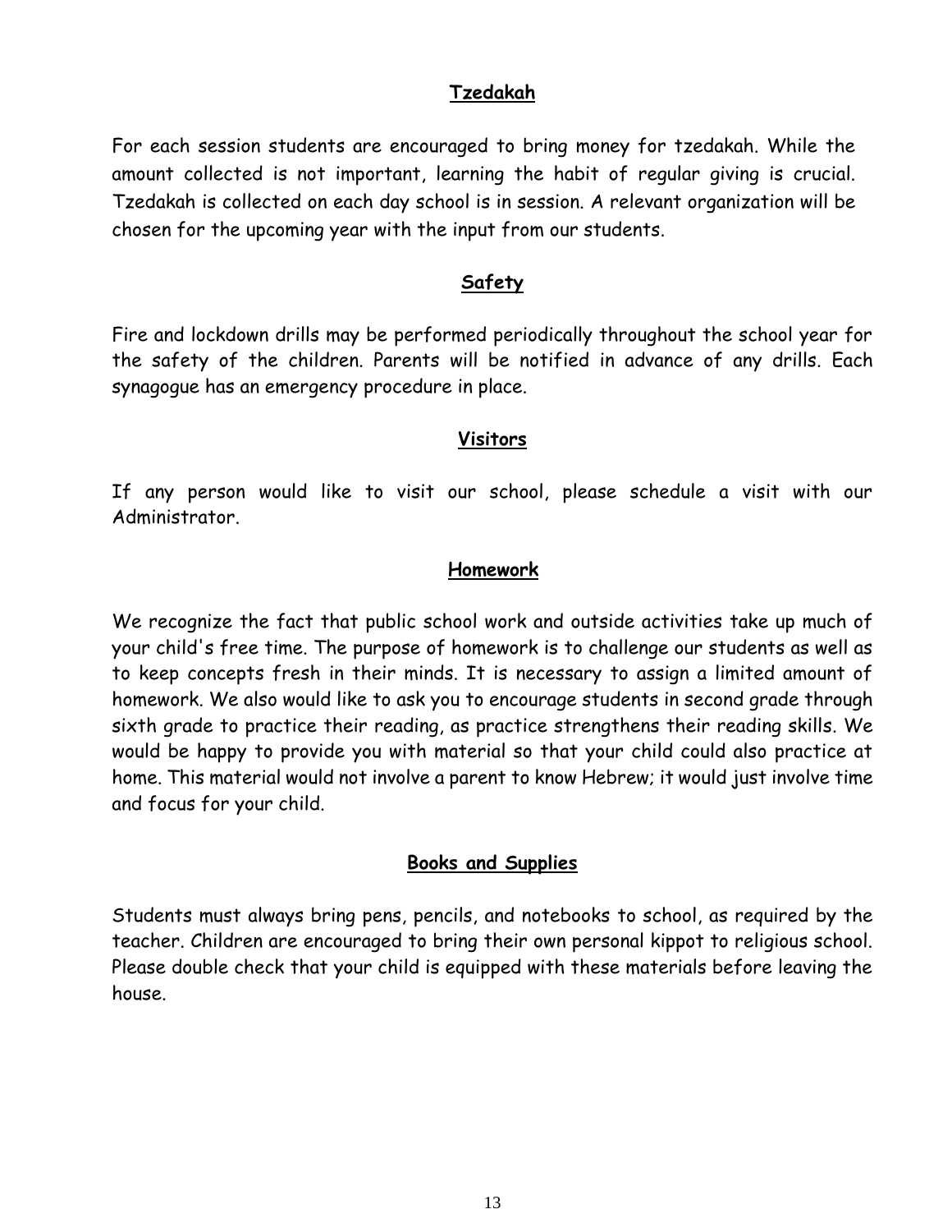## Tzedakah

For each session students are encouraged to bring money for tzedakah. While the amount collected is not important, learning the habit of regular giving is crucial. Tzedakah is collected on each day school is in session. A relevant organization will be chosen for the upcoming year with the input from our students.

## Safety

Fire and lockdown drills may be performed periodically throughout the school year for the safety of the children. Parents will be notified in advance of any drills. Each synagogue has an emergency procedure in place.

## Visitors

If any person would like to visit our school, please schedule a visit with our Administrator.

## Homework

We recognize the fact that public school work and outside activities take up much of your child's free time. The purpose of homework is to challenge our students as well as to keep concepts fresh in their minds. It is necessary to assign a limited amount of homework. We also would like to ask you to encourage students in second grade through sixth grade to practice their reading, as practice strengthens their reading skills. We would be happy to provide you with material so that your child could also practice at home. This material would not involve a parent to know Hebrew; it would just involve time and focus for your child.

## Books and Supplies

Students must always bring pens, pencils, and notebooks to school, as required by the teacher. Children are encouraged to bring their own personal kippot to religious school. Please double check that your child is equipped with these materials before leaving the house.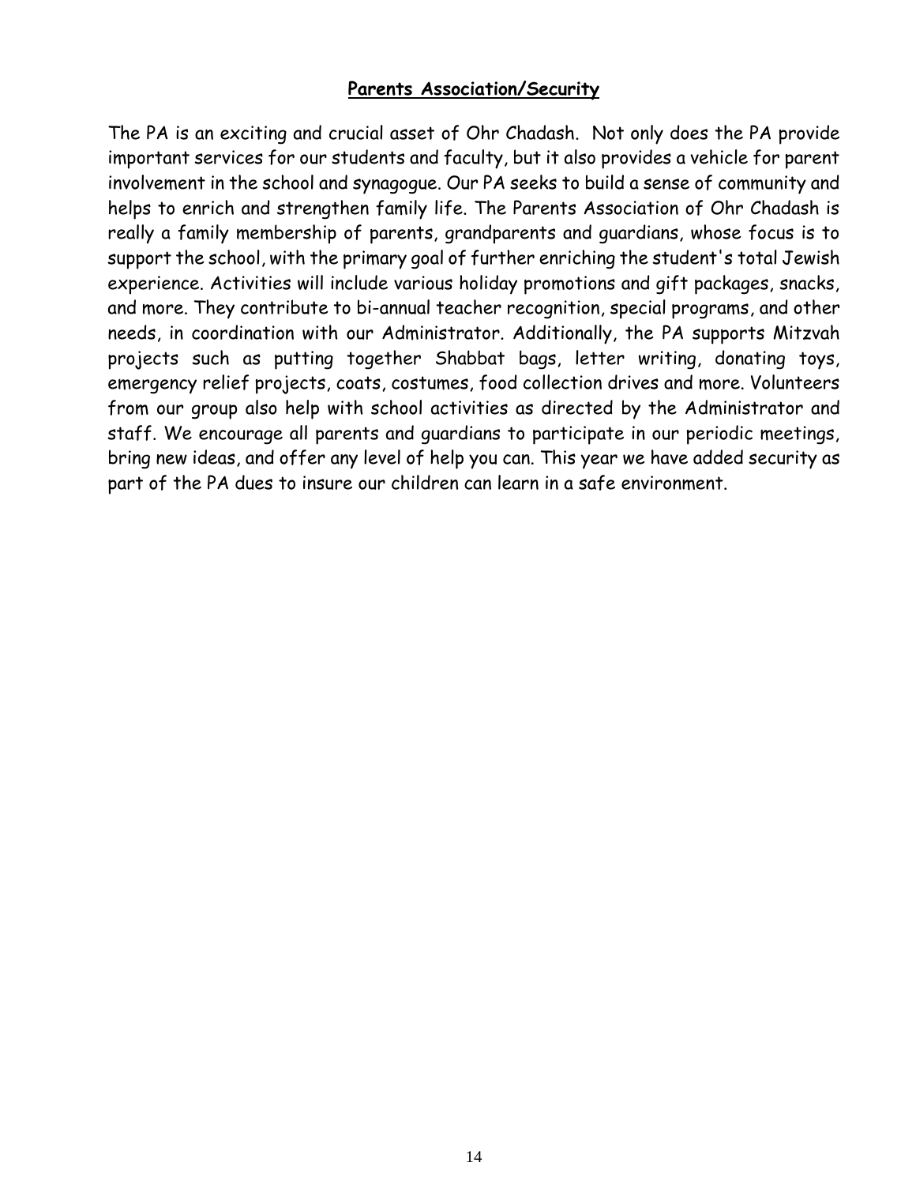## Parents Association/Security

The PA is an exciting and crucial asset of Ohr Chadash. Not only does the PA provide important services for our students and faculty, but it also provides a vehicle for parent involvement in the school and synagogue. Our PA seeks to build a sense of community and helps to enrich and strengthen family life. The Parents Association of Ohr Chadash is really a family membership of parents, grandparents and guardians, whose focus is to support the school, with the primary goal of further enriching the student's total Jewish experience. Activities will include various holiday promotions and gift packages, snacks, and more. They contribute to bi-annual teacher recognition, special programs, and other needs, in coordination with our Administrator. Additionally, the PA supports Mitzvah projects such as putting together Shabbat bags, letter writing, donating toys, emergency relief projects, coats, costumes, food collection drives and more. Volunteers from our group also help with school activities as directed by the Administrator and staff. We encourage all parents and guardians to participate in our periodic meetings, bring new ideas, and offer any level of help you can. This year we have added security as part of the PA dues to insure our children can learn in a safe environment.